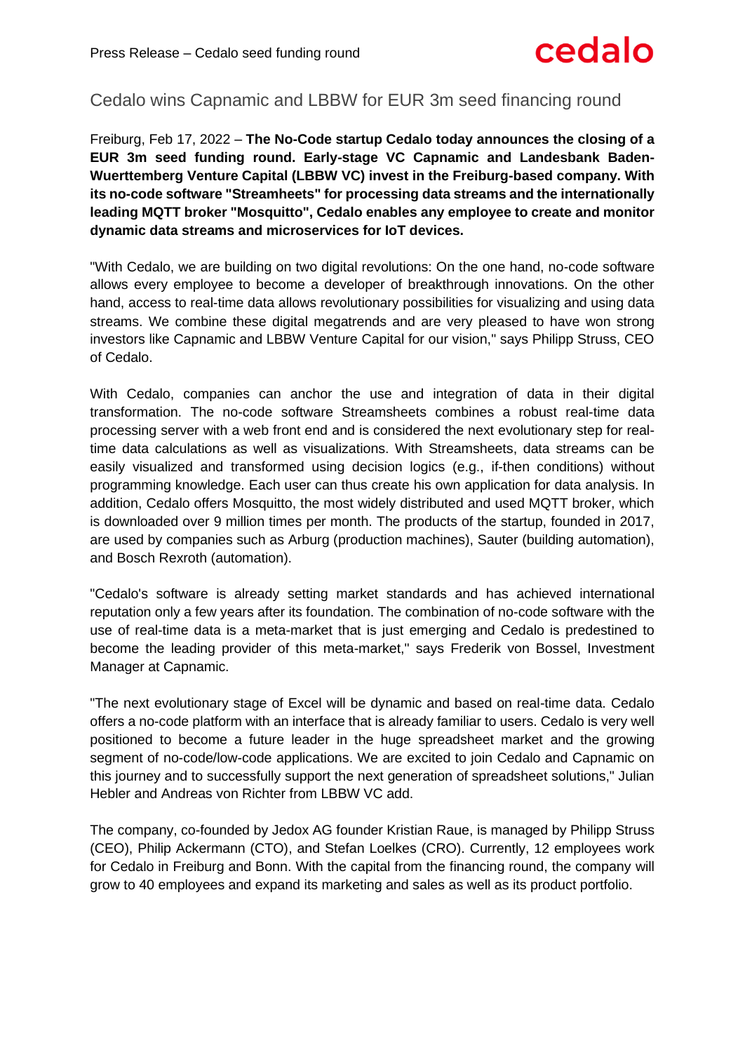# Cedalo wins Capnamic and LBBW for EUR 3m seed financing round

Freiburg, Feb 17, 2022 – **The No-Code startup Cedalo today announces the closing of a EUR 3m seed funding round. Early-stage VC Capnamic and Landesbank Baden-Wuerttemberg Venture Capital (LBBW VC) invest in the Freiburg-based company. With its no-code software "Streamheets" for processing data streams and the internationally leading MQTT broker "Mosquitto", Cedalo enables any employee to create and monitor dynamic data streams and microservices for IoT devices.**

"With Cedalo, we are building on two digital revolutions: On the one hand, no-code software allows every employee to become a developer of breakthrough innovations. On the other hand, access to real-time data allows revolutionary possibilities for visualizing and using data streams. We combine these digital megatrends and are very pleased to have won strong investors like Capnamic and LBBW Venture Capital for our vision," says Philipp Struss, CEO of Cedalo.

With Cedalo, companies can anchor the use and integration of data in their digital transformation. The no-code software Streamsheets combines a robust real-time data processing server with a web front end and is considered the next evolutionary step for real-time data calculations as well as visualizations. With Streamsheets, data streams can be easily visualized and transformed using decision logics (e.g., if-then conditions) without programming knowledge. Each user can thus create his own application for data analysis. In addition, Cedalo offers Mosquitto, the most widely distributed and used MQTT broker, which is downloaded over 9 million times per month. The products of the startup, founded in 2017, are used by companies such as Arburg (production machines), Sauter (building automation), and Bosch Rexroth (automation).

"Cedalo's software is already setting market standards and has achieved international reputation only a few years after its foundation. The combination of no-code software with the use of real-time data is a meta-market that is just emerging and Cedalo is predestined to become the leading provider of this meta-market," says Frederik von Bossel, Investment Manager at Capnamic.

"The next evolutionary stage of Excel will be dynamic and based on real-time data. Cedalo offers a no-code platform with an interface that is already familiar to users. Cedalo is very well positioned to become a future leader in the huge spreadsheet market and the growing segment of no-code/low-code applications. We are excited to join Cedalo and Capnamic on this journey and to successfully support the next generation of spreadsheet solutions," Julian Hebler and Andreas von Richter from LBBW VC add.

The company, co-founded by Jedox AG founder Kristian Raue, is managed by Philipp Struss (CEO), Philip Ackermann (CTO), and Stefan Loelkes (CRO). Currently, 12 employees work for Cedalo in Freiburg and Bonn. With the capital from the financing round, the company will grow to 40 employees and expand its marketing and sales as well as its product portfolio.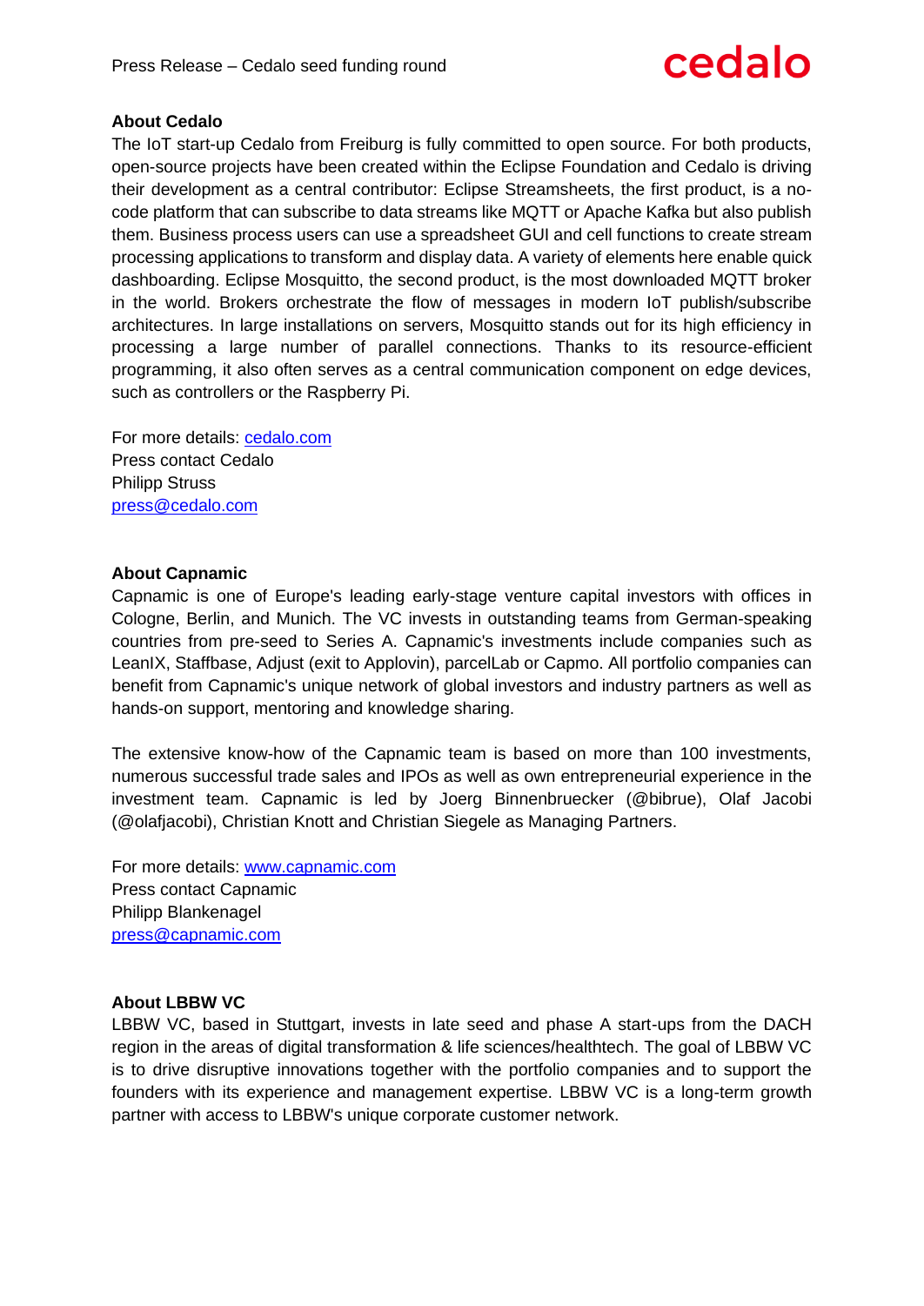## About Cedalo

The IoT start-up Cedalo from Freiburg is fully committed to open source. For both products, open-source projects have been created within the Eclipse Foundation and Cedalo is driving their development as a central contributor: Eclipse Streamsheets, the first product, is a no-code platform that can subscribe to data streams like MQTT or Apache Kafka but also publish them. Business process users can use a spreadsheet GUI and cell functions to create stream processing applications to transform and display data. A variety of elements here enable quick dashboarding. Eclipse Mosquitto, the second product, is the most downloaded MQTT broker in the world. Brokers orchestrate the flow of messages in modern IoT publish/subscribe architectures. In large installations on servers, Mosquitto stands out for its high efficiency in processing a large number of parallel connections. Thanks to its resource-efficient programming, it also often serves as a central communication component on edge devices, such as controllers or the Raspberry Pi.

For more details: [cedalo.com](cedalo.com)
Press contact Cedalo
Philipp Struss
press@cedalo.com

## About Capnamic

Capnamic is one of Europe's leading early-stage venture capital investors with offices in Cologne, Berlin, and Munich. The VC invests in outstanding teams from German-speaking countries from pre-seed to Series A. Capnamic's investments include companies such as LeanIX, Staffbase, Adjust (exit to Applovin), parcelLab or Capmo. All portfolio companies can benefit from Capnamic's unique network of global investors and industry partners as well as hands-on support, mentoring and knowledge sharing.

The extensive know-how of the Capnamic team is based on more than 100 investments, numerous successful trade sales and IPOs as well as own entrepreneurial experience in the investment team. Capnamic is led by Joerg Binnenbruecker (@bibrue), Olaf Jacobi (@olafjacobi), Christian Knott and Christian Siegele as Managing Partners.

For more details: [www.capnamic.com](www.capnamic.com)
Press contact Capnamic
Philipp Blankenagel
press@capnamic.com

## About LBBW VC

LBBW VC, based in Stuttgart, invests in late seed and phase A start-ups from the DACH region in the areas of digital transformation & life sciences/healthtech. The goal of LBBW VC is to drive disruptive innovations together with the portfolio companies and to support the founders with its experience and management expertise. LBBW VC is a long-term growth partner with access to LBBW's unique corporate customer network.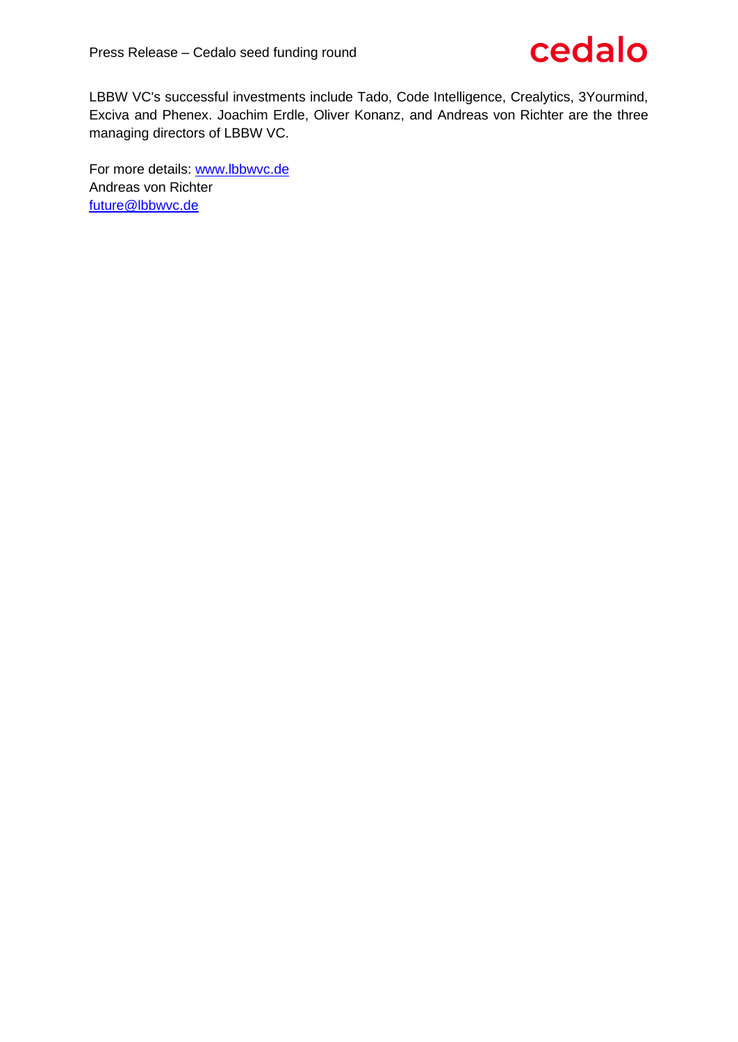LBBW VC's successful investments include Tado, Code Intelligence, Crealytics, 3Yourmind, Exciva and Phenex. Joachim Erdle, Oliver Konanz, and Andreas von Richter are the three managing directors of LBBW VC.

For more details: [www.lbbwvc.de](http://www.lbbwvc.de)
Andreas von Richter
[future@lbbwvc.de](mailto:future@lbbwvc.de)